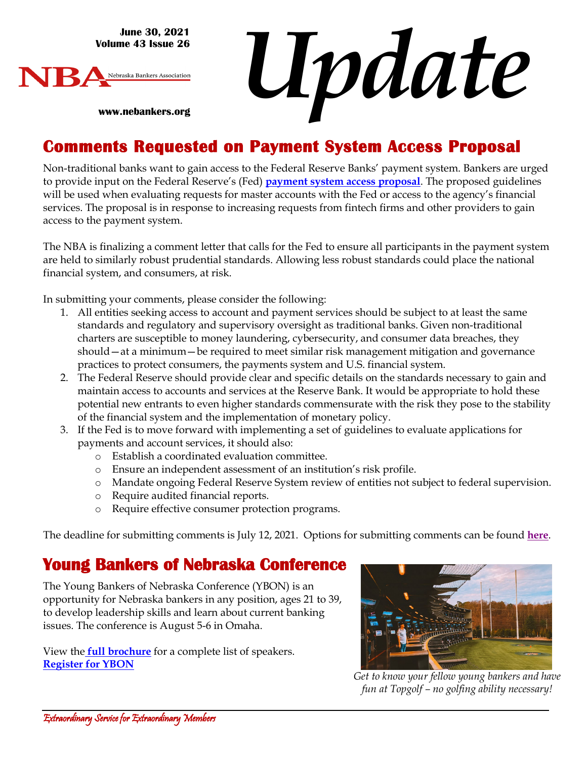June 30, 2021
Volume 43 Issue 26

NBA Nebraska Bankers Association

www.nebankers.org

# Update

## Comments Requested on Payment System Access Proposal

Non-traditional banks want to gain access to the Federal Reserve Banks' payment system. Bankers are urged to provide input on the Federal Reserve's (Fed) **payment system access proposal**. The proposed guidelines will be used when evaluating requests for master accounts with the Fed or access to the agency's financial services. The proposal is in response to increasing requests from fintech firms and other providers to gain access to the payment system.

The NBA is finalizing a comment letter that calls for the Fed to ensure all participants in the payment system are held to similarly robust prudential standards. Allowing less robust standards could place the national financial system, and consumers, at risk.

In submitting your comments, please consider the following:

1. All entities seeking access to account and payment services should be subject to at least the same standards and regulatory and supervisory oversight as traditional banks. Given non-traditional charters are susceptible to money laundering, cybersecurity, and consumer data breaches, they should—at a minimum—be required to meet similar risk management mitigation and governance practices to protect consumers, the payments system and U.S. financial system.
2. The Federal Reserve should provide clear and specific details on the standards necessary to gain and maintain access to accounts and services at the Reserve Bank. It would be appropriate to hold these potential new entrants to even higher standards commensurate with the risk they pose to the stability of the financial system and the implementation of monetary policy.
3. If the Fed is to move forward with implementing a set of guidelines to evaluate applications for payments and account services, it should also:
   - Establish a coordinated evaluation committee.
   - Ensure an independent assessment of an institution's risk profile.
   - Mandate ongoing Federal Reserve System review of entities not subject to federal supervision.
   - Require audited financial reports.
   - Require effective consumer protection programs.

The deadline for submitting comments is July 12, 2021. Options for submitting comments can be found **here**.

## Young Bankers of Nebraska Conference

The Young Bankers of Nebraska Conference (YBON) is an opportunity for Nebraska bankers in any position, ages 21 to 39, to develop leadership skills and learn about current banking issues. The conference is August 5-6 in Omaha.

View the **full brochure** for a complete list of speakers.
**Register for YBON**

*Get to know your fellow young bankers and have fun at Topgolf – no golfing ability necessary!*

*Extraordinary Service for Extraordinary Members*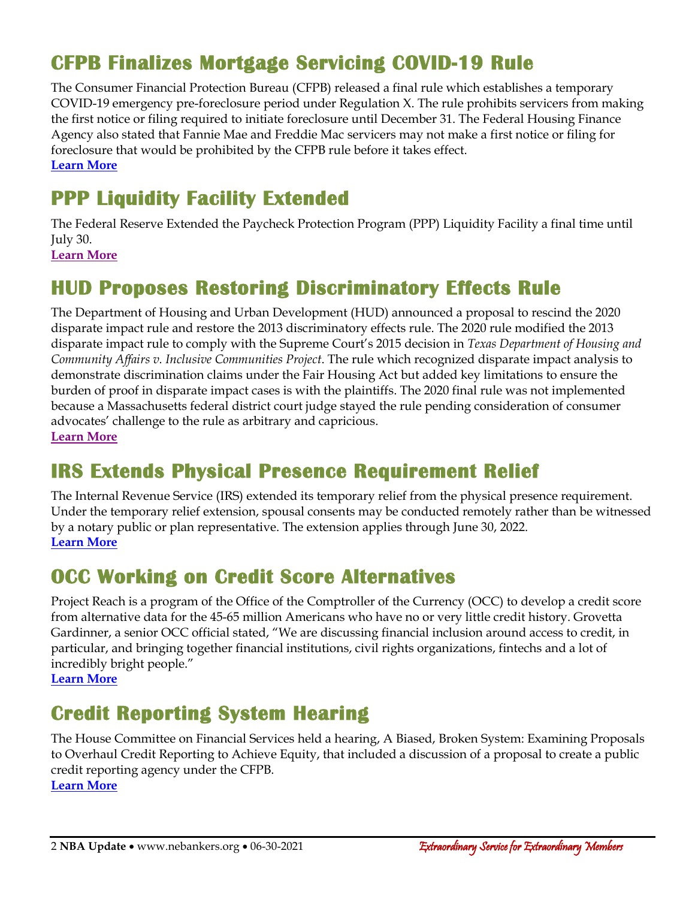## CFPB Finalizes Mortgage Servicing COVID-19 Rule

The Consumer Financial Protection Bureau (CFPB) released a final rule which establishes a temporary COVID-19 emergency pre-foreclosure period under Regulation X. The rule prohibits servicers from making the first notice or filing required to initiate foreclosure until December 31. The Federal Housing Finance Agency also stated that Fannie Mae and Freddie Mac servicers may not make a first notice or filing for foreclosure that would be prohibited by the CFPB rule before it takes effect.
**Learn More**

## PPP Liquidity Facility Extended

The Federal Reserve Extended the Paycheck Protection Program (PPP) Liquidity Facility a final time until July 30.
**Learn More**

## HUD Proposes Restoring Discriminatory Effects Rule

The Department of Housing and Urban Development (HUD) announced a proposal to rescind the 2020 disparate impact rule and restore the 2013 discriminatory effects rule. The 2020 rule modified the 2013 disparate impact rule to comply with the Supreme Court's 2015 decision in *Texas Department of Housing and Community Affairs v. Inclusive Communities Project*. The rule which recognized disparate impact analysis to demonstrate discrimination claims under the Fair Housing Act but added key limitations to ensure the burden of proof in disparate impact cases is with the plaintiffs. The 2020 final rule was not implemented because a Massachusetts federal district court judge stayed the rule pending consideration of consumer advocates' challenge to the rule as arbitrary and capricious.
**Learn More**

## IRS Extends Physical Presence Requirement Relief

The Internal Revenue Service (IRS) extended its temporary relief from the physical presence requirement. Under the temporary relief extension, spousal consents may be conducted remotely rather than be witnessed by a notary public or plan representative. The extension applies through June 30, 2022.
**Learn More**

## OCC Working on Credit Score Alternatives

Project Reach is a program of the Office of the Comptroller of the Currency (OCC) to develop a credit score from alternative data for the 45-65 million Americans who have no or very little credit history. Grovetta Gardinner, a senior OCC official stated, "We are discussing financial inclusion around access to credit, in particular, and bringing together financial institutions, civil rights organizations, fintechs and a lot of incredibly bright people."
**Learn More**

## Credit Reporting System Hearing

The House Committee on Financial Services held a hearing, A Biased, Broken System: Examining Proposals to Overhaul Credit Reporting to Achieve Equity, that included a discussion of a proposal to create a public credit reporting agency under the CFPB.
**Learn More**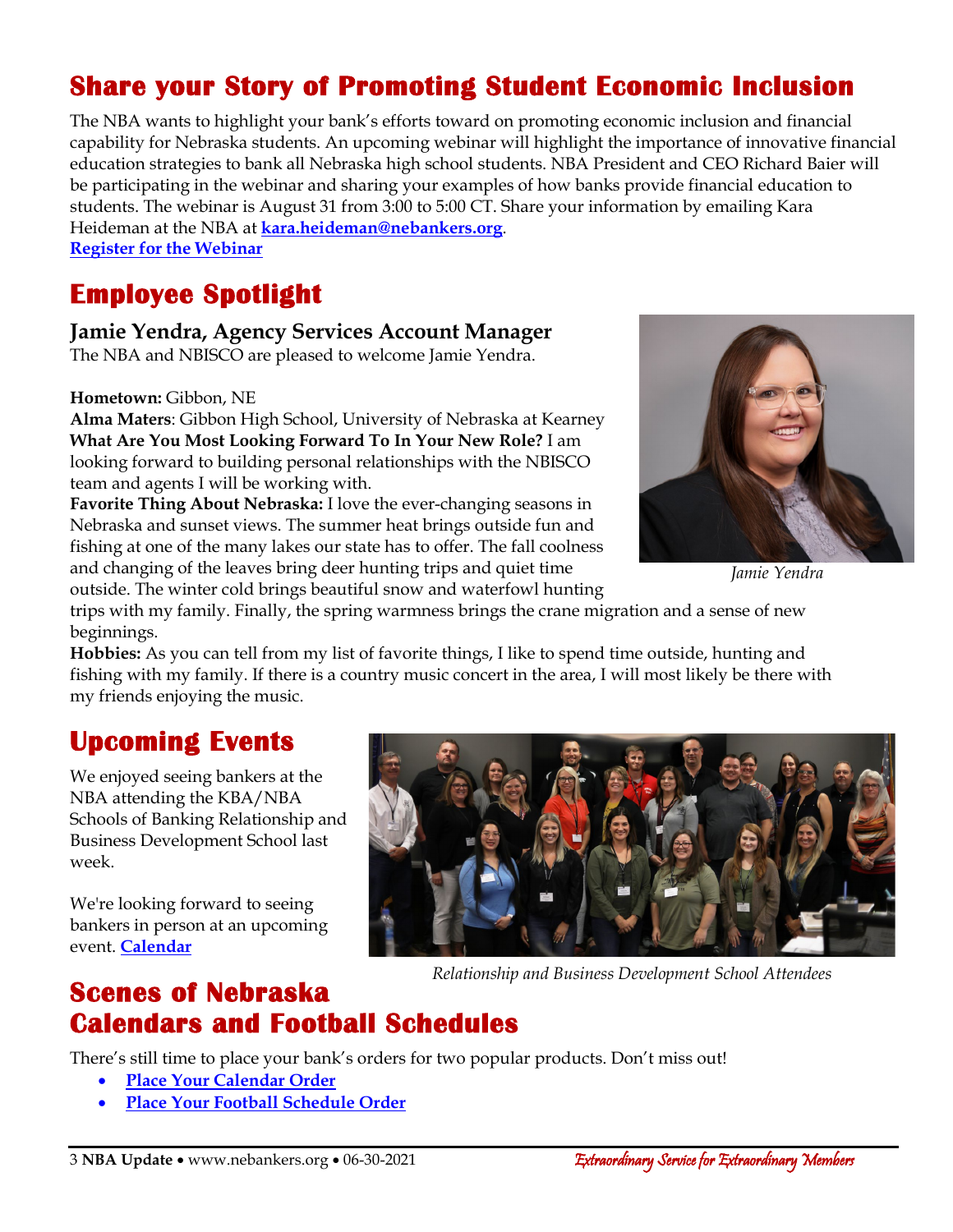## Share your Story of Promoting Student Economic Inclusion

The NBA wants to highlight your bank's efforts toward on promoting economic inclusion and financial capability for Nebraska students. An upcoming webinar will highlight the importance of innovative financial education strategies to bank all Nebraska high school students. NBA President and CEO Richard Baier will be participating in the webinar and sharing your examples of how banks provide financial education to students. The webinar is August 31 from 3:00 to 5:00 CT. Share your information by emailing Kara Heideman at the NBA at **kara.heideman@nebankers.org**.
**Register for the Webinar**

## Employee Spotlight

### Jamie Yendra, Agency Services Account Manager

The NBA and NBISCO are pleased to welcome Jamie Yendra.

**Hometown:** Gibbon, NE
**Alma Maters**: Gibbon High School, University of Nebraska at Kearney
**What Are You Most Looking Forward To In Your New Role?** I am looking forward to building personal relationships with the NBISCO team and agents I will be working with.
**Favorite Thing About Nebraska:** I love the ever-changing seasons in Nebraska and sunset views. The summer heat brings outside fun and fishing at one of the many lakes our state has to offer. The fall coolness and changing of the leaves bring deer hunting trips and quiet time outside. The winter cold brings beautiful snow and waterfowl hunting trips with my family. Finally, the spring warmness brings the crane migration and a sense of new beginnings.
**Hobbies:** As you can tell from my list of favorite things, I like to spend time outside, hunting and fishing with my family. If there is a country music concert in the area, I will most likely be there with my friends enjoying the music.

*Jamie Yendra*

## Upcoming Events

We enjoyed seeing bankers at the NBA attending the KBA/NBA Schools of Banking Relationship and Business Development School last week.

We're looking forward to seeing bankers in person at an upcoming event. **Calendar**

*Relationship and Business Development School Attendees*

## Scenes of Nebraska Calendars and Football Schedules

There's still time to place your bank's orders for two popular products. Don't miss out!

- **Place Your Calendar Order**
- **Place Your Football Schedule Order**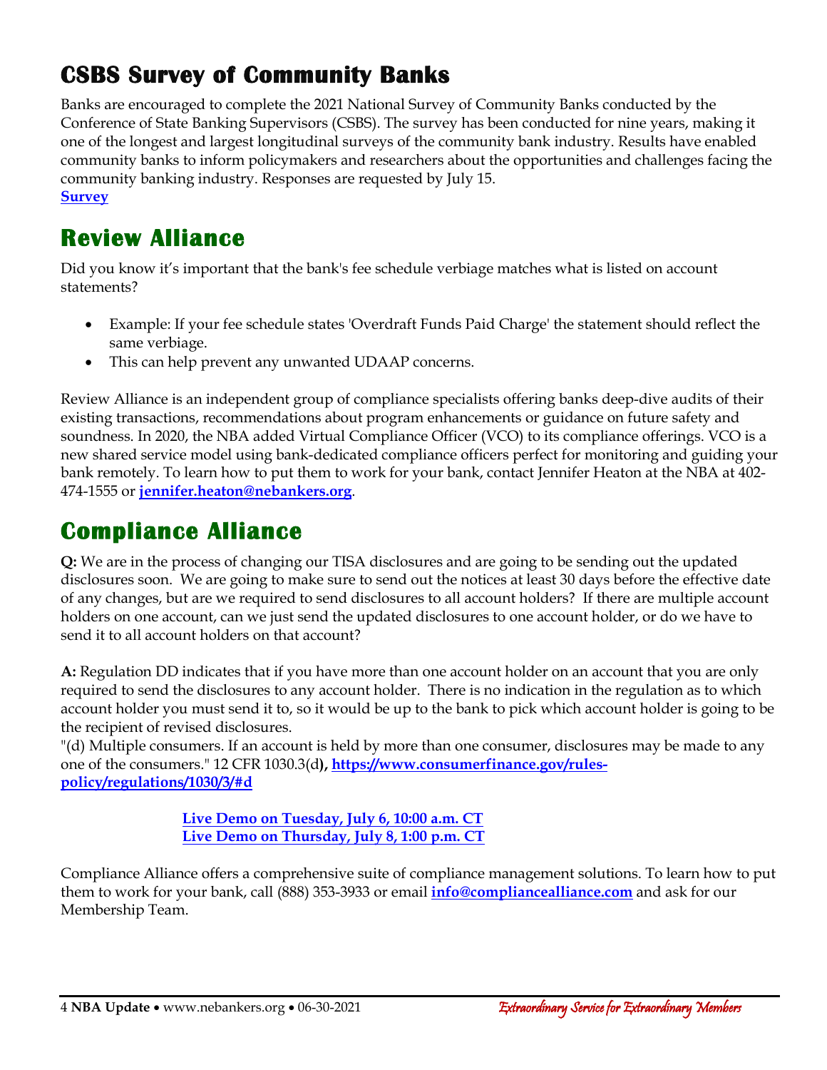## CSBS Survey of Community Banks

Banks are encouraged to complete the 2021 National Survey of Community Banks conducted by the Conference of State Banking Supervisors (CSBS). The survey has been conducted for nine years, making it one of the longest and largest longitudinal surveys of the community bank industry. Results have enabled community banks to inform policymakers and researchers about the opportunities and challenges facing the community banking industry. Responses are requested by July 15.
**Survey**

## Review Alliance

Did you know it's important that the bank's fee schedule verbiage matches what is listed on account statements?

- Example: If your fee schedule states 'Overdraft Funds Paid Charge' the statement should reflect the same verbiage.
- This can help prevent any unwanted UDAAP concerns.

Review Alliance is an independent group of compliance specialists offering banks deep-dive audits of their existing transactions, recommendations about program enhancements or guidance on future safety and soundness. In 2020, the NBA added Virtual Compliance Officer (VCO) to its compliance offerings. VCO is a new shared service model using bank-dedicated compliance officers perfect for monitoring and guiding your bank remotely. To learn how to put them to work for your bank, contact Jennifer Heaton at the NBA at 402-474-1555 or **jennifer.heaton@nebankers.org**.

## Compliance Alliance

**Q:** We are in the process of changing our TISA disclosures and are going to be sending out the updated disclosures soon. We are going to make sure to send out the notices at least 30 days before the effective date of any changes, but are we required to send disclosures to all account holders? If there are multiple account holders on one account, can we just send the updated disclosures to one account holder, or do we have to send it to all account holders on that account?

**A:** Regulation DD indicates that if you have more than one account holder on an account that you are only required to send the disclosures to any account holder. There is no indication in the regulation as to which account holder you must send it to, so it would be up to the bank to pick which account holder is going to be the recipient of revised disclosures.
"(d) Multiple consumers. If an account is held by more than one consumer, disclosures may be made to any one of the consumers." 12 CFR 1030.3(d**), https://www.consumerfinance.gov/rules-policy/regulations/1030/3/#d**

**Live Demo on Tuesday, July 6, 10:00 a.m. CT**
**Live Demo on Thursday, July 8, 1:00 p.m. CT**

Compliance Alliance offers a comprehensive suite of compliance management solutions. To learn how to put them to work for your bank, call (888) 353-3933 or email **info@compliancealliance.com** and ask for our Membership Team.